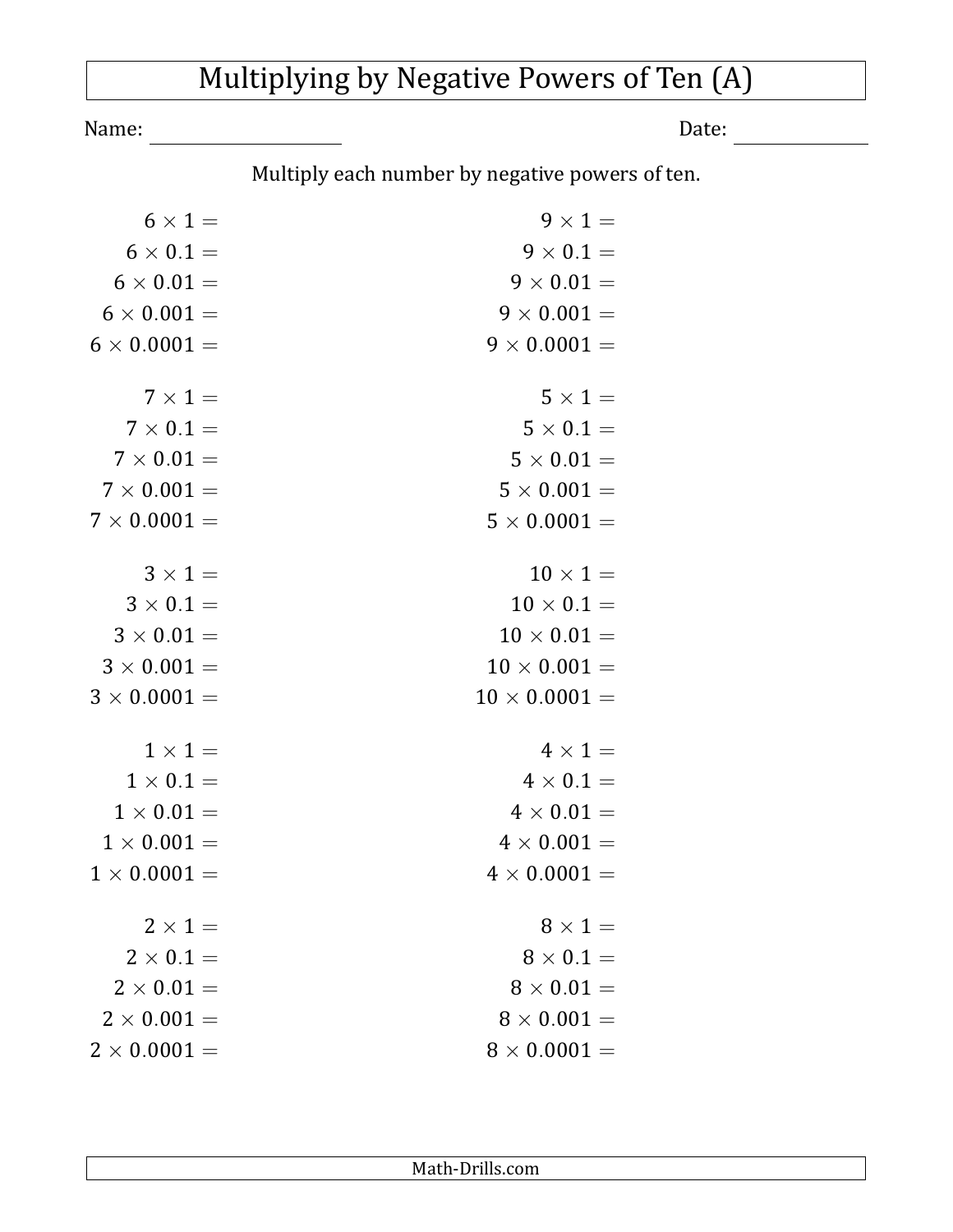# Multiplying by Negative Powers of Ten (A)

Name: ____________________ Date: ______________

Multiply each number by negative powers of ten.

$6 \times 1 =$
$6 \times 0.1 =$
$6 \times 0.01 =$
$6 \times 0.001 =$
$6 \times 0.0001 =$

$7 \times 1 =$
$7 \times 0.1 =$
$7 \times 0.01 =$
$7 \times 0.001 =$
$7 \times 0.0001 =$

$3 \times 1 =$
$3 \times 0.1 =$
$3 \times 0.01 =$
$3 \times 0.001 =$
$3 \times 0.0001 =$

$1 \times 1 =$
$1 \times 0.1 =$
$1 \times 0.01 =$
$1 \times 0.001 =$
$1 \times 0.0001 =$

$2 \times 1 =$
$2 \times 0.1 =$
$2 \times 0.01 =$
$2 \times 0.001 =$
$2 \times 0.0001 =$

$9 \times 1 =$
$9 \times 0.1 =$
$9 \times 0.01 =$
$9 \times 0.001 =$
$9 \times 0.0001 =$

$5 \times 1 =$
$5 \times 0.1 =$
$5 \times 0.01 =$
$5 \times 0.001 =$
$5 \times 0.0001 =$

$10 \times 1 =$
$10 \times 0.1 =$
$10 \times 0.01 =$
$10 \times 0.001 =$
$10 \times 0.0001 =$

$4 \times 1 =$
$4 \times 0.1 =$
$4 \times 0.01 =$
$4 \times 0.001 =$
$4 \times 0.0001 =$

$8 \times 1 =$
$8 \times 0.1 =$
$8 \times 0.01 =$
$8 \times 0.001 =$
$8 \times 0.0001 =$

Math-Drills.com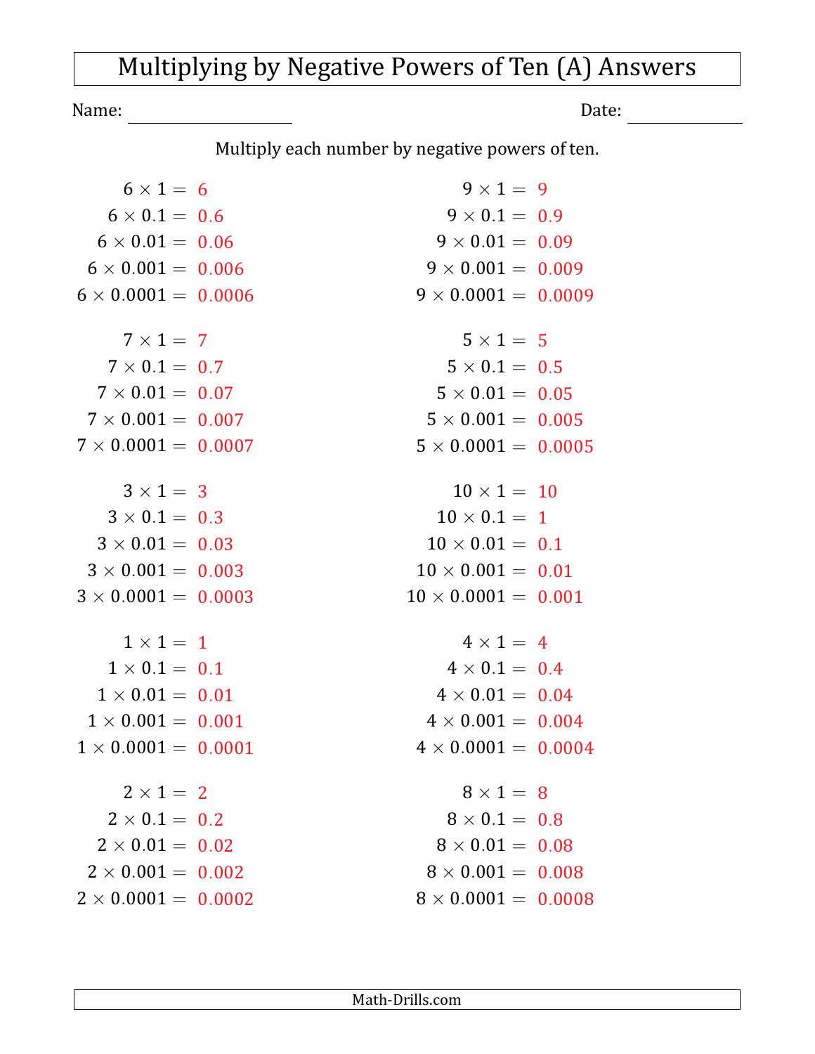# Multiplying by Negative Powers of Ten (A) Answers

Name: ____________________ Date: ______________

Multiply each number by negative powers of ten.

$6 \times 1 = 6$
$6 \times 0.1 = 0.6$
$6 \times 0.01 = 0.06$
$6 \times 0.001 = 0.006$
$6 \times 0.0001 = 0.0006$

$7 \times 1 = 7$
$7 \times 0.1 = 0.7$
$7 \times 0.01 = 0.07$
$7 \times 0.001 = 0.007$
$7 \times 0.0001 = 0.0007$

$3 \times 1 = 3$
$3 \times 0.1 = 0.3$
$3 \times 0.01 = 0.03$
$3 \times 0.001 = 0.003$
$3 \times 0.0001 = 0.0003$

$1 \times 1 = 1$
$1 \times 0.1 = 0.1$
$1 \times 0.01 = 0.01$
$1 \times 0.001 = 0.001$
$1 \times 0.0001 = 0.0001$

$2 \times 1 = 2$
$2 \times 0.1 = 0.2$
$2 \times 0.01 = 0.02$
$2 \times 0.001 = 0.002$
$2 \times 0.0001 = 0.0002$

$9 \times 1 = 9$
$9 \times 0.1 = 0.9$
$9 \times 0.01 = 0.09$
$9 \times 0.001 = 0.009$
$9 \times 0.0001 = 0.0009$

$5 \times 1 = 5$
$5 \times 0.1 = 0.5$
$5 \times 0.01 = 0.05$
$5 \times 0.001 = 0.005$
$5 \times 0.0001 = 0.0005$

$10 \times 1 = 10$
$10 \times 0.1 = 1$
$10 \times 0.01 = 0.1$
$10 \times 0.001 = 0.01$
$10 \times 0.0001 = 0.001$

$4 \times 1 = 4$
$4 \times 0.1 = 0.4$
$4 \times 0.01 = 0.04$
$4 \times 0.001 = 0.004$
$4 \times 0.0001 = 0.0004$

$8 \times 1 = 8$
$8 \times 0.1 = 0.8$
$8 \times 0.01 = 0.08$
$8 \times 0.001 = 0.008$
$8 \times 0.0001 = 0.0008$

Math-Drills.com